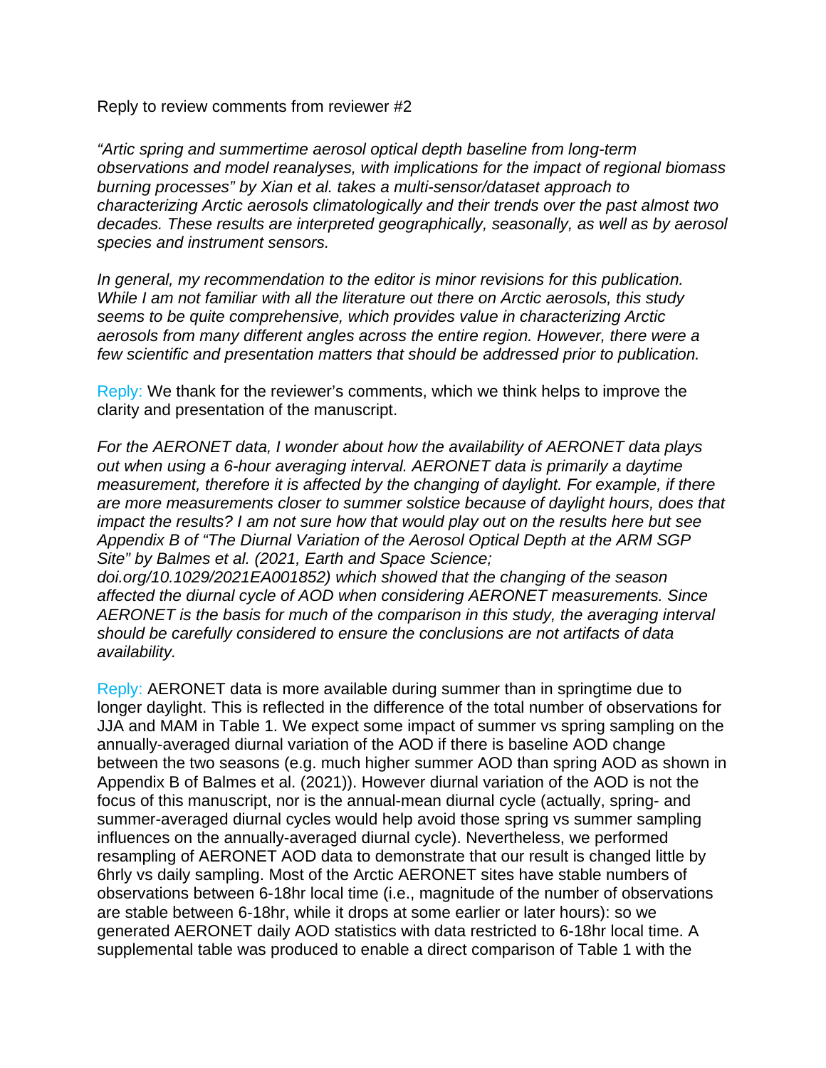Reply to review comments from reviewer #2

*"Artic spring and summertime aerosol optical depth baseline from long-term observations and model reanalyses, with implications for the impact of regional biomass burning processes" by Xian et al. takes a multi-sensor/dataset approach to characterizing Arctic aerosols climatologically and their trends over the past almost two decades. These results are interpreted geographically, seasonally, as well as by aerosol species and instrument sensors.*

*In general, my recommendation to the editor is minor revisions for this publication. While I am not familiar with all the literature out there on Arctic aerosols, this study seems to be quite comprehensive, which provides value in characterizing Arctic aerosols from many different angles across the entire region. However, there were a few scientific and presentation matters that should be addressed prior to publication.*

Reply: We thank for the reviewer's comments, which we think helps to improve the clarity and presentation of the manuscript.

*For the AERONET data, I wonder about how the availability of AERONET data plays out when using a 6-hour averaging interval. AERONET data is primarily a daytime measurement, therefore it is affected by the changing of daylight. For example, if there are more measurements closer to summer solstice because of daylight hours, does that impact the results? I am not sure how that would play out on the results here but see Appendix B of "The Diurnal Variation of the Aerosol Optical Depth at the ARM SGP Site" by Balmes et al. (2021, Earth and Space Science; doi.org/10.1029/2021EA001852) which showed that the changing of the season affected the diurnal cycle of AOD when considering AERONET measurements. Since AERONET is the basis for much of the comparison in this study, the averaging interval should be carefully considered to ensure the conclusions are not artifacts of data availability.*

Reply: AERONET data is more available during summer than in springtime due to longer daylight. This is reflected in the difference of the total number of observations for JJA and MAM in Table 1. We expect some impact of summer vs spring sampling on the annually-averaged diurnal variation of the AOD if there is baseline AOD change between the two seasons (e.g. much higher summer AOD than spring AOD as shown in Appendix B of Balmes et al. (2021)). However diurnal variation of the AOD is not the focus of this manuscript, nor is the annual-mean diurnal cycle (actually, spring- and summer-averaged diurnal cycles would help avoid those spring vs summer sampling influences on the annually-averaged diurnal cycle). Nevertheless, we performed resampling of AERONET AOD data to demonstrate that our result is changed little by 6hrly vs daily sampling. Most of the Arctic AERONET sites have stable numbers of observations between 6-18hr local time (i.e., magnitude of the number of observations are stable between 6-18hr, while it drops at some earlier or later hours): so we generated AERONET daily AOD statistics with data restricted to 6-18hr local time. A supplemental table was produced to enable a direct comparison of Table 1 with the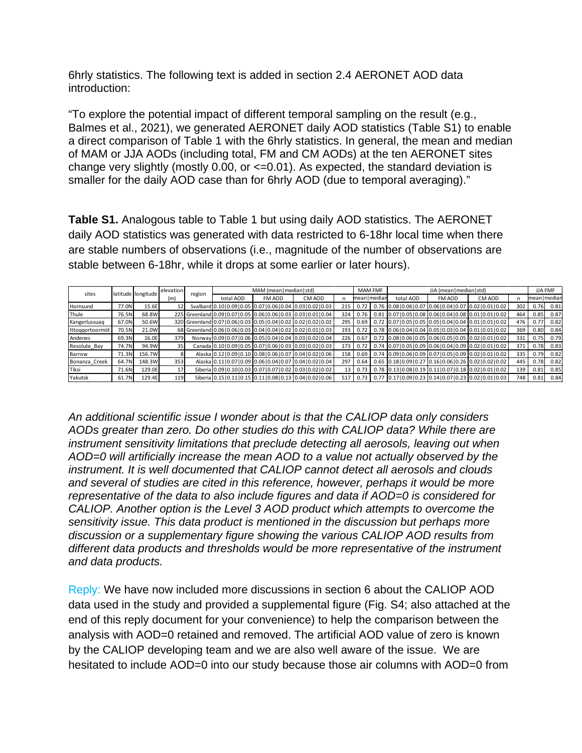6hrly statistics. The following text is added in section 2.4 AERONET AOD data introduction:

"To explore the potential impact of different temporal sampling on the result (e.g., Balmes et al., 2021), we generated AERONET daily AOD statistics (Table S1) to enable a direct comparison of Table 1 with the 6hrly statistics. In general, the mean and median of MAM or JJA AODs (including total, FM and CM AODs) at the ten AERONET sites change very slightly (mostly 0.00, or <=0.01). As expected, the standard deviation is smaller for the daily AOD case than for 6hrly AOD (due to temporal averaging)."

**Table S1.** Analogous table to Table 1 but using daily AOD statistics. The AERONET daily AOD statistics was generated with data restricted to 6-18hr local time when there are stable numbers of observations (i.e., magnitude of the number of observations are stable between 6-18hr, while it drops at some earlier or later hours).

| sites | latitude | longitude | elevation (m) | region | MAM (mean\|median\|std) | | | | MAM FMF | | JJA (mean\|median\|std) | | | | JJA FMF | |
|---|---|---|---|---|---|---|---|---|---|---|---|---|---|---|---|---|
| | | | | | total AOD | FM AOD | CM AOD | n | mean\|median | | total AOD | FM AOD | CM AOD | n | mean\|median | |
| Hornsund | 77.0N | 15.6E | 12 | Svalbard | 0.10\|0.09\|0.05 | 0.07\|0.06\|0.04 | 0.03\|0.02\|0.03 | 215 | 0.72 | 0.76 | 0.08\|0.06\|0.07 | 0.06\|0.04\|0.07 | 0.02\|0.01\|0.02 | 302 | 0.76 | 0.81 |
| Thule | 76.5N | 68.8W | 225 | Greenland | 0.09\|0.07\|0.05 | 0.06\|0.06\|0.03 | 0.03\|0.01\|0.04 | 324 | 0.76 | 0.81 | 0.07\|0.05\|0.08 | 0.06\|0.04\|0.08 | 0.01\|0.01\|0.02 | 464 | 0.85 | 0.87 |
| Kangerlussuaq | 67.0N | 50.6W | 320 | Greenland | 0.07\|0.06\|0.03 | 0.05\|0.04\|0.02 | 0.02\|0.02\|0.02 | 295 | 0.69 | 0.72 | 0.07\|0.05\|0.05 | 0.05\|0.04\|0.04 | 0.01\|0.01\|0.02 | 476 | 0.77 | 0.82 |
| Ittoqqortoormiit | 70.5N | 21.0W | 68 | Greenland | 0.06\|0.06\|0.03 | 0.04\|0.04\|0.02 | 0.02\|0.01\|0.03 | 193 | 0.72 | 0.78 | 0.06\|0.04\|0.04 | 0.05\|0.03\|0.04 | 0.01\|0.01\|0.02 | 369 | 0.80 | 0.84 |
| Andenes | 69.3N | 16.0E | 379 | Norway | 0.09\|0.07\|0.06 | 0.05\|0.04\|0.04 | 0.03\|0.02\|0.04 | 226 | 0.67 | 0.72 | 0.08\|0.06\|0.05 | 0.06\|0.05\|0.05 | 0.02\|0.01\|0.02 | 331 | 0.75 | 0.79 |
| Resolute_Bay | 74.7N | 94.9W | 35 | Canada | 0.10\|0.09\|0.05 | 0.07\|0.06\|0.03 | 0.03\|0.02\|0.03 | 173 | 0.72 | 0.74 | 0.07\|0.05\|0.09 | 0.06\|0.04\|0.09 | 0.02\|0.01\|0.02 | 371 | 0.78 | 0.83 |
| Barrow | 71.3N | 156.7W | 8 | Alaska | 0.12\|0.09\|0.10 | 0.08\|0.06\|0.07 | 0.04\|0.02\|0.06 | 158 | 0.69 | 0.74 | 0.09\|0.06\|0.09 | 0.07\|0.05\|0.09 | 0.02\|0.01\|0.02 | 335 | 0.79 | 0.82 |
| Bonanza_Creek | 64.7N | 148.3W | 353 | Alaska | 0.11\|0.07\|0.09 | 0.06\|0.04\|0.07 | 0.04\|0.02\|0.04 | 297 | 0.64 | 0.65 | 0.18\|0.09\|0.27 | 0.16\|0.06\|0.26 | 0.02\|0.02\|0.02 | 445 | 0.78 | 0.82 |
| Tiksi | 71.6N | 129.0E | 17 | Siberia | 0.09\|0.10\|0.03 | 0.07\|0.07\|0.02 | 0.03\|0.02\|0.02 | 13 | 0.73 | 0.78 | 0.13\|0.08\|0.19 | 0.11\|0.07\|0.18 | 0.02\|0.01\|0.02 | 139 | 0.81 | 0.85 |
| Yakutsk | 61.7N | 129.4E | 119 | Siberia | 0.15\|0.11\|0.15 | 0.11\|0.08\|0.13 | 0.04\|0.02\|0.06 | 517 | 0.73 | 0.77 | 0.17\|0.09\|0.23 | 0.14\|0.07\|0.23 | 0.02\|0.01\|0.03 | 748 | 0.81 | 0.84 |

*An additional scientific issue I wonder about is that the CALIOP data only considers AODs greater than zero. Do other studies do this with CALIOP data? While there are instrument sensitivity limitations that preclude detecting all aerosols, leaving out when AOD=0 will artificially increase the mean AOD to a value not actually observed by the instrument. It is well documented that CALIOP cannot detect all aerosols and clouds and several of studies are cited in this reference, however, perhaps it would be more representative of the data to also include figures and data if AOD=0 is considered for CALIOP. Another option is the Level 3 AOD product which attempts to overcome the sensitivity issue. This data product is mentioned in the discussion but perhaps more discussion or a supplementary figure showing the various CALIOP AOD results from different data products and thresholds would be more representative of the instrument and data products.*

Reply: We have now included more discussions in section 6 about the CALIOP AOD data used in the study and provided a supplemental figure (Fig. S4; also attached at the end of this reply document for your convenience) to help the comparison between the analysis with AOD=0 retained and removed. The artificial AOD value of zero is known by the CALIOP developing team and we are also well aware of the issue. We are hesitated to include AOD=0 into our study because those air columns with AOD=0 from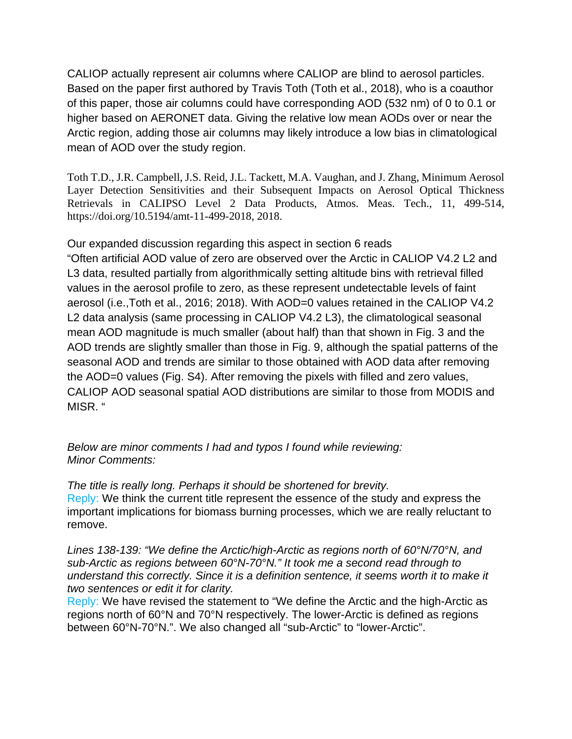CALIOP actually represent air columns where CALIOP are blind to aerosol particles. Based on the paper first authored by Travis Toth (Toth et al., 2018), who is a coauthor of this paper, those air columns could have corresponding AOD (532 nm) of 0 to 0.1 or higher based on AERONET data. Giving the relative low mean AODs over or near the Arctic region, adding those air columns may likely introduce a low bias in climatological mean of AOD over the study region.

Toth T.D., J.R. Campbell, J.S. Reid, J.L. Tackett, M.A. Vaughan, and J. Zhang, Minimum Aerosol Layer Detection Sensitivities and their Subsequent Impacts on Aerosol Optical Thickness Retrievals in CALIPSO Level 2 Data Products, Atmos. Meas. Tech., 11, 499-514, https://doi.org/10.5194/amt-11-499-2018, 2018.

Our expanded discussion regarding this aspect in section 6 reads
"Often artificial AOD value of zero are observed over the Arctic in CALIOP V4.2 L2 and L3 data, resulted partially from algorithmically setting altitude bins with retrieval filled values in the aerosol profile to zero, as these represent undetectable levels of faint aerosol (i.e.,Toth et al., 2016; 2018). With AOD=0 values retained in the CALIOP V4.2 L2 data analysis (same processing in CALIOP V4.2 L3), the climatological seasonal mean AOD magnitude is much smaller (about half) than that shown in Fig. 3 and the AOD trends are slightly smaller than those in Fig. 9, although the spatial patterns of the seasonal AOD and trends are similar to those obtained with AOD data after removing the AOD=0 values (Fig. S4). After removing the pixels with filled and zero values, CALIOP AOD seasonal spatial AOD distributions are similar to those from MODIS and MISR. "

*Below are minor comments I had and typos I found while reviewing:*
*Minor Comments:*

*The title is really long. Perhaps it should be shortened for brevity.*
Reply: We think the current title represent the essence of the study and express the important implications for biomass burning processes, which we are really reluctant to remove.

*Lines 138-139: "We define the Arctic/high-Arctic as regions north of 60°N/70°N, and sub-Arctic as regions between 60°N-70°N." It took me a second read through to understand this correctly. Since it is a definition sentence, it seems worth it to make it two sentences or edit it for clarity.*
Reply: We have revised the statement to "We define the Arctic and the high-Arctic as regions north of 60°N and 70°N respectively. The lower-Arctic is defined as regions between 60°N-70°N.". We also changed all "sub-Arctic" to "lower-Arctic".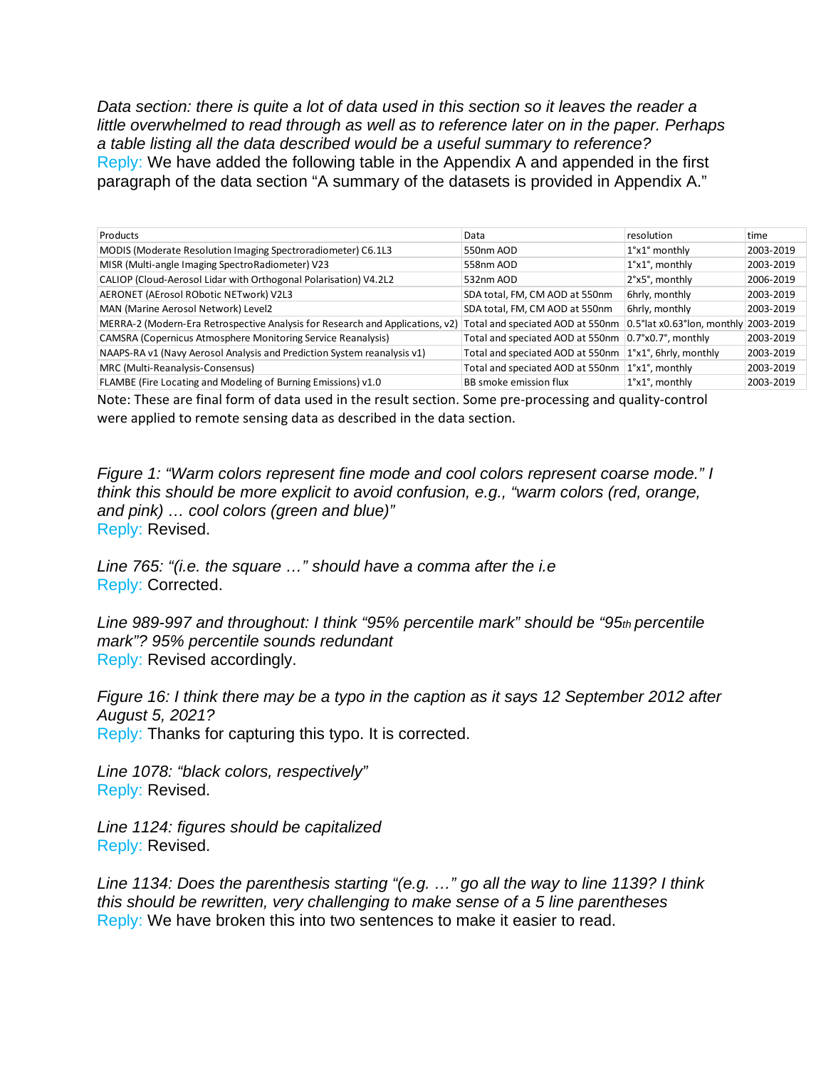*Data section: there is quite a lot of data used in this section so it leaves the reader a little overwhelmed to read through as well as to reference later on in the paper. Perhaps a table listing all the data described would be a useful summary to reference?*
Reply: We have added the following table in the Appendix A and appended in the first paragraph of the data section "A summary of the datasets is provided in Appendix A."

| Products | Data | resolution | time |
|---|---|---|---|
| MODIS (Moderate Resolution Imaging Spectroradiometer) C6.1L3 | 550nm AOD | 1°x1° monthly | 2003-2019 |
| MISR (Multi-angle Imaging SpectroRadiometer) V23 | 558nm AOD | 1°x1°, monthly | 2003-2019 |
| CALIOP (Cloud-Aerosol Lidar with Orthogonal Polarisation) V4.2L2 | 532nm AOD | 2°x5°, monthly | 2006-2019 |
| AERONET (AErosol RObotic NETwork) V2L3 | SDA total, FM, CM AOD at 550nm | 6hrly, monthly | 2003-2019 |
| MAN (Marine Aerosol Network) Level2 | SDA total, FM, CM AOD at 550nm | 6hrly, monthly | 2003-2019 |
| MERRA-2 (Modern-Era Retrospective Analysis for Research and Applications, v2) | Total and speciated AOD at 550nm | 0.5°lat x0.63°lon, monthly | 2003-2019 |
| CAMSRA (Copernicus Atmosphere Monitoring Service Reanalysis) | Total and speciated AOD at 550nm | 0.7°x0.7°, monthly | 2003-2019 |
| NAAPS-RA v1 (Navy Aerosol Analysis and Prediction System reanalysis v1) | Total and speciated AOD at 550nm | 1°x1°, 6hrly, monthly | 2003-2019 |
| MRC (Multi-Reanalysis-Consensus) | Total and speciated AOD at 550nm | 1°x1°, monthly | 2003-2019 |
| FLAMBE (Fire Locating and Modeling of Burning Emissions) v1.0 | BB smoke emission flux | 1°x1°, monthly | 2003-2019 |

Note: These are final form of data used in the result section. Some pre-processing and quality-control were applied to remote sensing data as described in the data section.

*Figure 1: "Warm colors represent fine mode and cool colors represent coarse mode." I think this should be more explicit to avoid confusion, e.g., "warm colors (red, orange, and pink) … cool colors (green and blue)"*
Reply: Revised.

*Line 765: "(i.e. the square …" should have a comma after the i.e*
Reply: Corrected.

*Line 989-997 and throughout: I think "95% percentile mark" should be "95th percentile mark"? 95% percentile sounds redundant*
Reply: Revised accordingly.

*Figure 16: I think there may be a typo in the caption as it says 12 September 2012 after August 5, 2021?*
Reply: Thanks for capturing this typo. It is corrected.

*Line 1078: "black colors, respectively"*
Reply: Revised.

*Line 1124: figures should be capitalized*
Reply: Revised.

*Line 1134: Does the parenthesis starting "(e.g. …" go all the way to line 1139? I think this should be rewritten, very challenging to make sense of a 5 line parentheses*
Reply: We have broken this into two sentences to make it easier to read.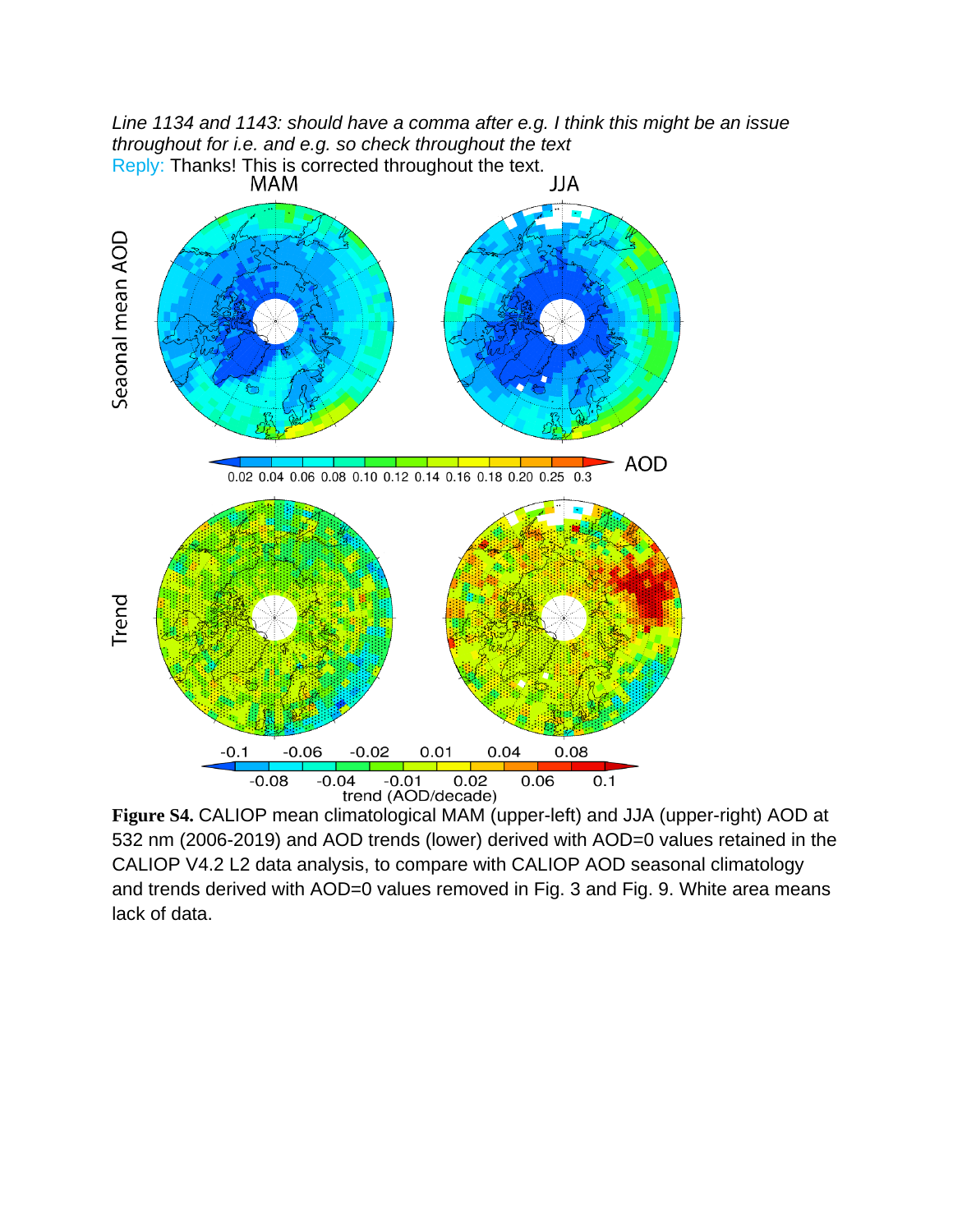*Line 1134 and 1143: should have a comma after e.g. I think this might be an issue throughout for i.e. and e.g. so check throughout the text*

Reply: Thanks! This is corrected throughout the text.

MAM

JJA

Seasonal mean AOD

0.02 0.04 0.06 0.08 0.10 0.12 0.14 0.16 0.18 0.20 0.25 0.3

AOD

Trend

-0.1 -0.06 -0.02 0.01 0.04 0.08

-0.08 -0.04 -0.01 0.02 0.06 0.1

trend (AOD/decade)

**Figure S4.** CALIOP mean climatological MAM (upper-left) and JJA (upper-right) AOD at 532 nm (2006-2019) and AOD trends (lower) derived with AOD=0 values retained in the CALIOP V4.2 L2 data analysis, to compare with CALIOP AOD seasonal climatology and trends derived with AOD=0 values removed in Fig. 3 and Fig. 9. White area means lack of data.